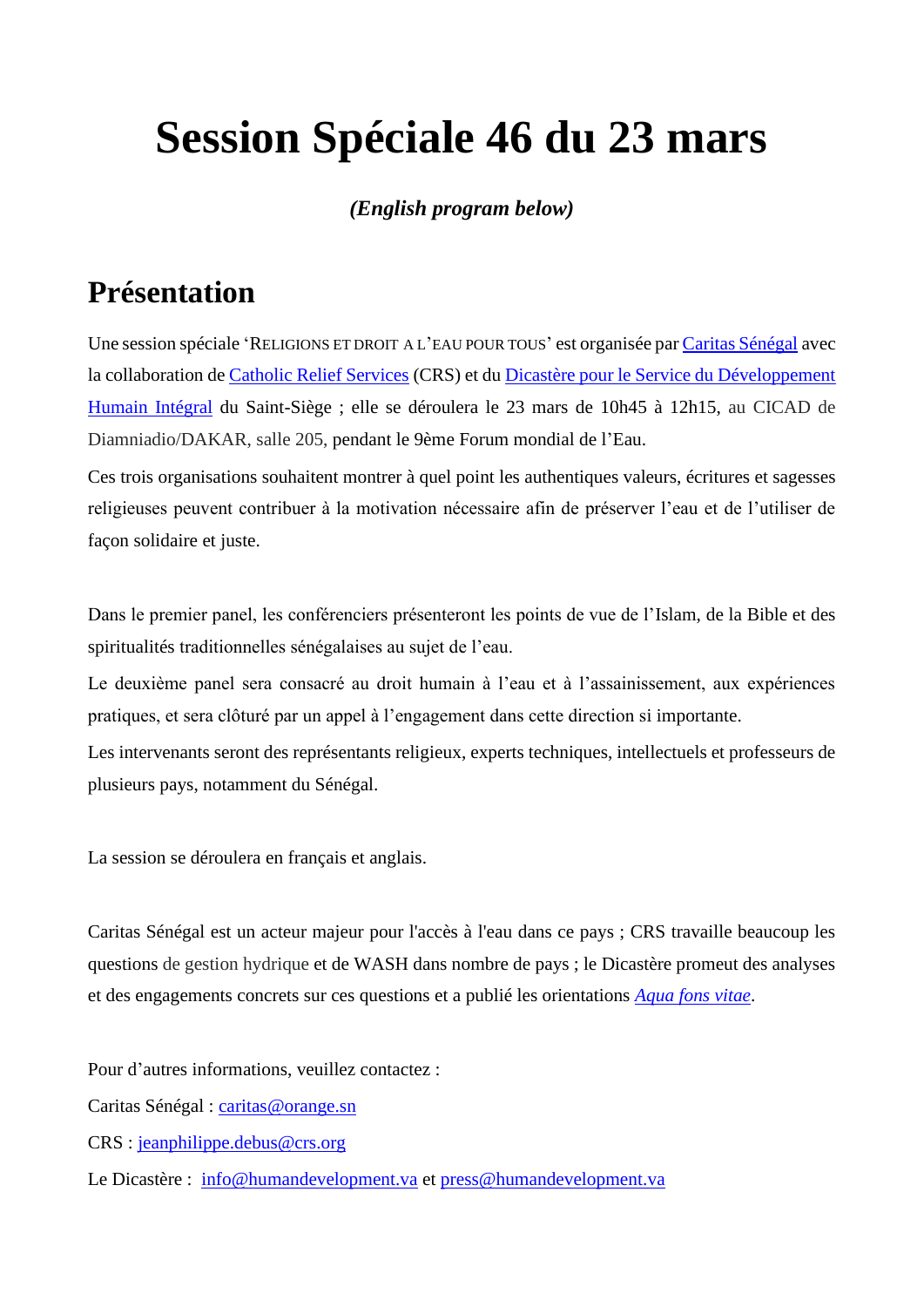# Session Spéciale 46 du 23 mars

***(English program below)***

## Présentation

Une session spéciale 'RELIGIONS ET DROIT A L'EAU POUR TOUS' est organisée par Caritas Sénégal avec la collaboration de Catholic Relief Services (CRS) et du Dicastère pour le Service du Développement Humain Intégral du Saint-Siège ; elle se déroulera le 23 mars de 10h45 à 12h15, au CICAD de Diamniadio/DAKAR, salle 205, pendant le 9ème Forum mondial de l'Eau.

Ces trois organisations souhaitent montrer à quel point les authentiques valeurs, écritures et sagesses religieuses peuvent contribuer à la motivation nécessaire afin de préserver l'eau et de l'utiliser de façon solidaire et juste.

Dans le premier panel, les conférenciers présenteront les points de vue de l'Islam, de la Bible et des spiritualités traditionnelles sénégalaises au sujet de l'eau.

Le deuxième panel sera consacré au droit humain à l'eau et à l'assainissement, aux expériences pratiques, et sera clôturé par un appel à l'engagement dans cette direction si importante.

Les intervenants seront des représentants religieux, experts techniques, intellectuels et professeurs de plusieurs pays, notamment du Sénégal.

La session se déroulera en français et anglais.

Caritas Sénégal est un acteur majeur pour l'accès à l'eau dans ce pays ; CRS travaille beaucoup les questions de gestion hydrique et de WASH dans nombre de pays ; le Dicastère promeut des analyses et des engagements concrets sur ces questions et a publié les orientations *Aqua fons vitae*.

Pour d'autres informations, veuillez contactez :

Caritas Sénégal : caritas@orange.sn

CRS : jeanphilippe.debus@crs.org

Le Dicastère : info@humandevelopment.va et press@humandevelopment.va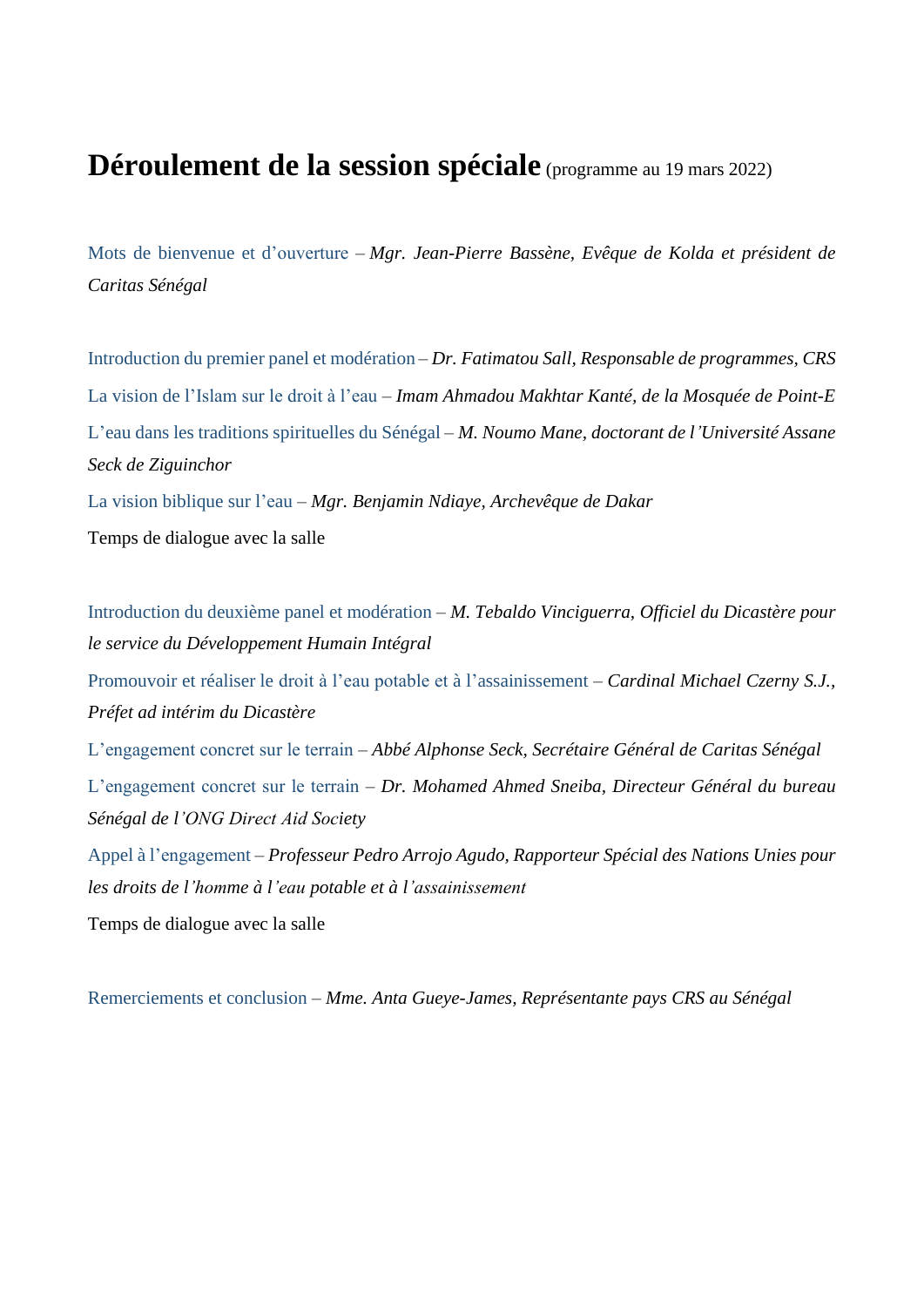# Déroulement de la session spéciale (programme au 19 mars 2022)

Mots de bienvenue et d'ouverture – *Mgr. Jean-Pierre Bassène, Evêque de Kolda et président de Caritas Sénégal*

Introduction du premier panel et modération – *Dr. Fatimatou Sall, Responsable de programmes, CRS*

La vision de l'Islam sur le droit à l'eau – *Imam Ahmadou Makhtar Kanté, de la Mosquée de Point-E*

L'eau dans les traditions spirituelles du Sénégal – *M. Noumo Mane, doctorant de l'Université Assane Seck de Ziguinchor*

La vision biblique sur l'eau – *Mgr. Benjamin Ndiaye, Archevêque de Dakar*

Temps de dialogue avec la salle

Introduction du deuxième panel et modération – *M. Tebaldo Vinciguerra, Officiel du Dicastère pour le service du Développement Humain Intégral*

Promouvoir et réaliser le droit à l'eau potable et à l'assainissement – *Cardinal Michael Czerny S.J., Préfet ad intérim du Dicastère*

L'engagement concret sur le terrain – *Abbé Alphonse Seck, Secrétaire Général de Caritas Sénégal*

L'engagement concret sur le terrain – *Dr. Mohamed Ahmed Sneiba, Directeur Général du bureau Sénégal de l'ONG Direct Aid Society*

Appel à l'engagement – *Professeur Pedro Arrojo Agudo, Rapporteur Spécial des Nations Unies pour les droits de l'homme à l'eau potable et à l'assainissement*

Temps de dialogue avec la salle

Remerciements et conclusion – *Mme. Anta Gueye-James, Représentante pays CRS au Sénégal*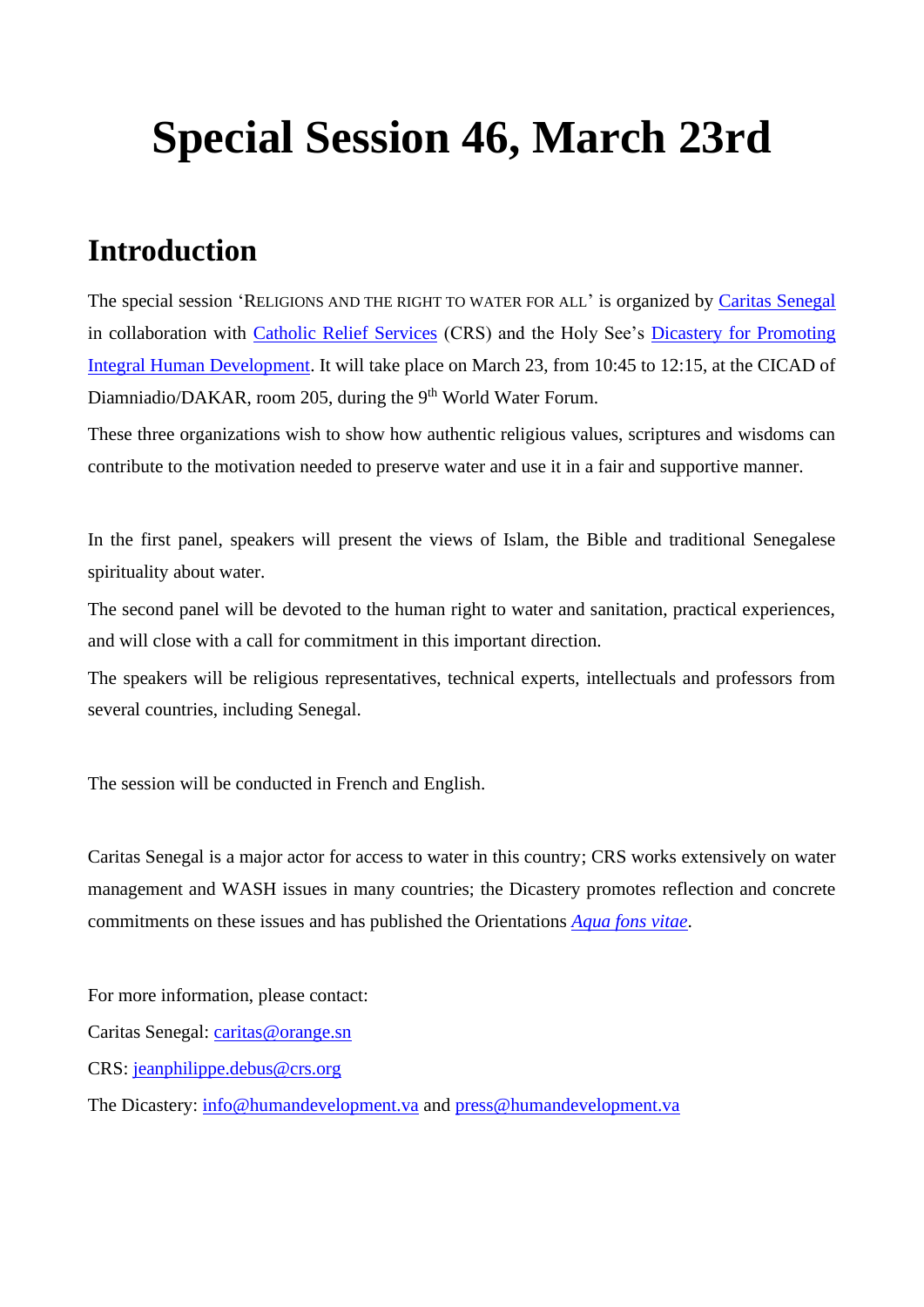# Special Session 46, March 23rd

## Introduction

The special session 'RELIGIONS AND THE RIGHT TO WATER FOR ALL' is organized by Caritas Senegal in collaboration with Catholic Relief Services (CRS) and the Holy See's Dicastery for Promoting Integral Human Development. It will take place on March 23, from 10:45 to 12:15, at the CICAD of Diamniadio/DAKAR, room 205, during the 9th World Water Forum.

These three organizations wish to show how authentic religious values, scriptures and wisdoms can contribute to the motivation needed to preserve water and use it in a fair and supportive manner.

In the first panel, speakers will present the views of Islam, the Bible and traditional Senegalese spirituality about water.

The second panel will be devoted to the human right to water and sanitation, practical experiences, and will close with a call for commitment in this important direction.

The speakers will be religious representatives, technical experts, intellectuals and professors from several countries, including Senegal.

The session will be conducted in French and English.

Caritas Senegal is a major actor for access to water in this country; CRS works extensively on water management and WASH issues in many countries; the Dicastery promotes reflection and concrete commitments on these issues and has published the Orientations *Aqua fons vitae*.

For more information, please contact:

Caritas Senegal: caritas@orange.sn

CRS: jeanphilippe.debus@crs.org

The Dicastery: info@humandevelopment.va and press@humandevelopment.va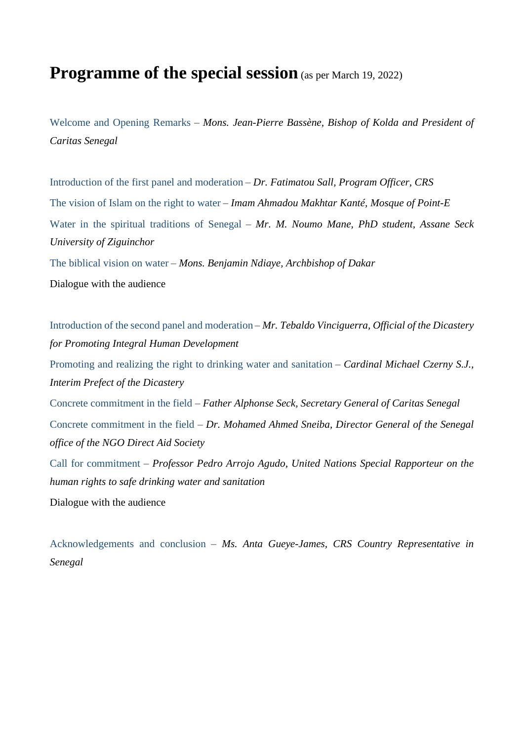# Programme of the special session (as per March 19, 2022)

Welcome and Opening Remarks – *Mons. Jean-Pierre Bassène, Bishop of Kolda and President of Caritas Senegal*

Introduction of the first panel and moderation – *Dr. Fatimatou Sall, Program Officer, CRS*

The vision of Islam on the right to water – *Imam Ahmadou Makhtar Kanté, Mosque of Point-E*

Water in the spiritual traditions of Senegal – *Mr. M. Noumo Mane, PhD student, Assane Seck University of Ziguinchor*

The biblical vision on water – *Mons. Benjamin Ndiaye, Archbishop of Dakar*

Dialogue with the audience

Introduction of the second panel and moderation – *Mr. Tebaldo Vinciguerra, Official of the Dicastery for Promoting Integral Human Development*

Promoting and realizing the right to drinking water and sanitation – *Cardinal Michael Czerny S.J., Interim Prefect of the Dicastery*

Concrete commitment in the field – *Father Alphonse Seck, Secretary General of Caritas Senegal*

Concrete commitment in the field – *Dr. Mohamed Ahmed Sneiba, Director General of the Senegal office of the NGO Direct Aid Society*

Call for commitment – *Professor Pedro Arrojo Agudo, United Nations Special Rapporteur on the human rights to safe drinking water and sanitation*

Dialogue with the audience

Acknowledgements and conclusion – *Ms. Anta Gueye-James, CRS Country Representative in Senegal*